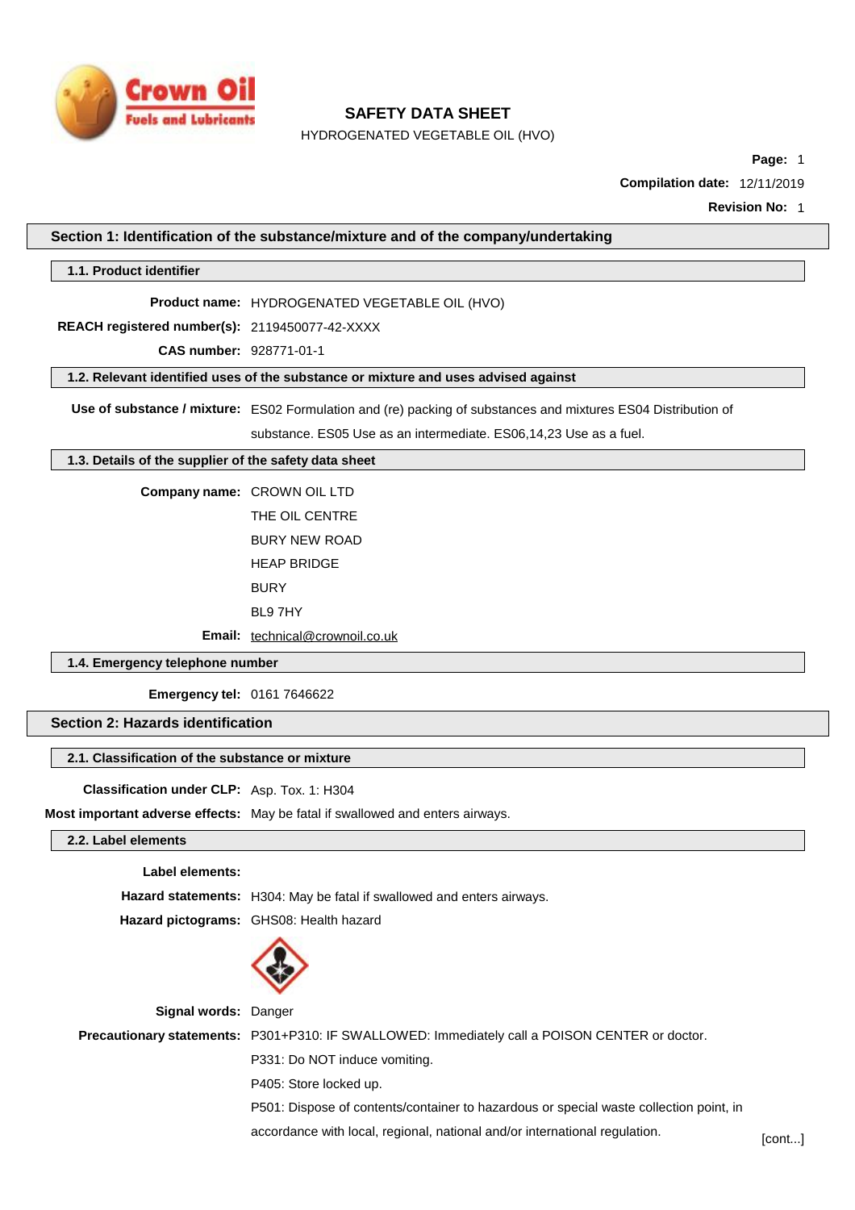# SAFETY DATA SHEET

HYDROGENATED VEGETABLE OIL (HVO)

**Page:** 1

**Compilation date:** 12/11/2019

**Revision No:** 1

## Section 1: Identification of the substance/mixture and of the company/undertaking

### 1.1. Product identifier

**Product name:** HYDROGENATED VEGETABLE OIL (HVO)

**REACH registered number(s):** 2119450077-42-XXXX

**CAS number:** 928771-01-1

### 1.2. Relevant identified uses of the substance or mixture and uses advised against

**Use of substance / mixture:** ES02 Formulation and (re) packing of substances and mixtures ES04 Distribution of substance. ES05 Use as an intermediate. ES06,14,23 Use as a fuel.

### 1.3. Details of the supplier of the safety data sheet

**Company name:** CROWN OIL LTD

THE OIL CENTRE

BURY NEW ROAD

HEAP BRIDGE

BURY

BL9 7HY

**Email:** technical@crownoil.co.uk

### 1.4. Emergency telephone number

**Emergency tel:** 0161 7646622

## Section 2: Hazards identification

### 2.1. Classification of the substance or mixture

**Classification under CLP:** Asp. Tox. 1: H304

**Most important adverse effects:** May be fatal if swallowed and enters airways.

### 2.2. Label elements

**Label elements:**

**Hazard statements:** H304: May be fatal if swallowed and enters airways.

**Hazard pictograms:** GHS08: Health hazard

**Signal words:** Danger

**Precautionary statements:** P301+P310: IF SWALLOWED: Immediately call a POISON CENTER or doctor.

P331: Do NOT induce vomiting.

P405: Store locked up.

P501: Dispose of contents/container to hazardous or special waste collection point, in accordance with local, regional, national and/or international regulation.

[cont...]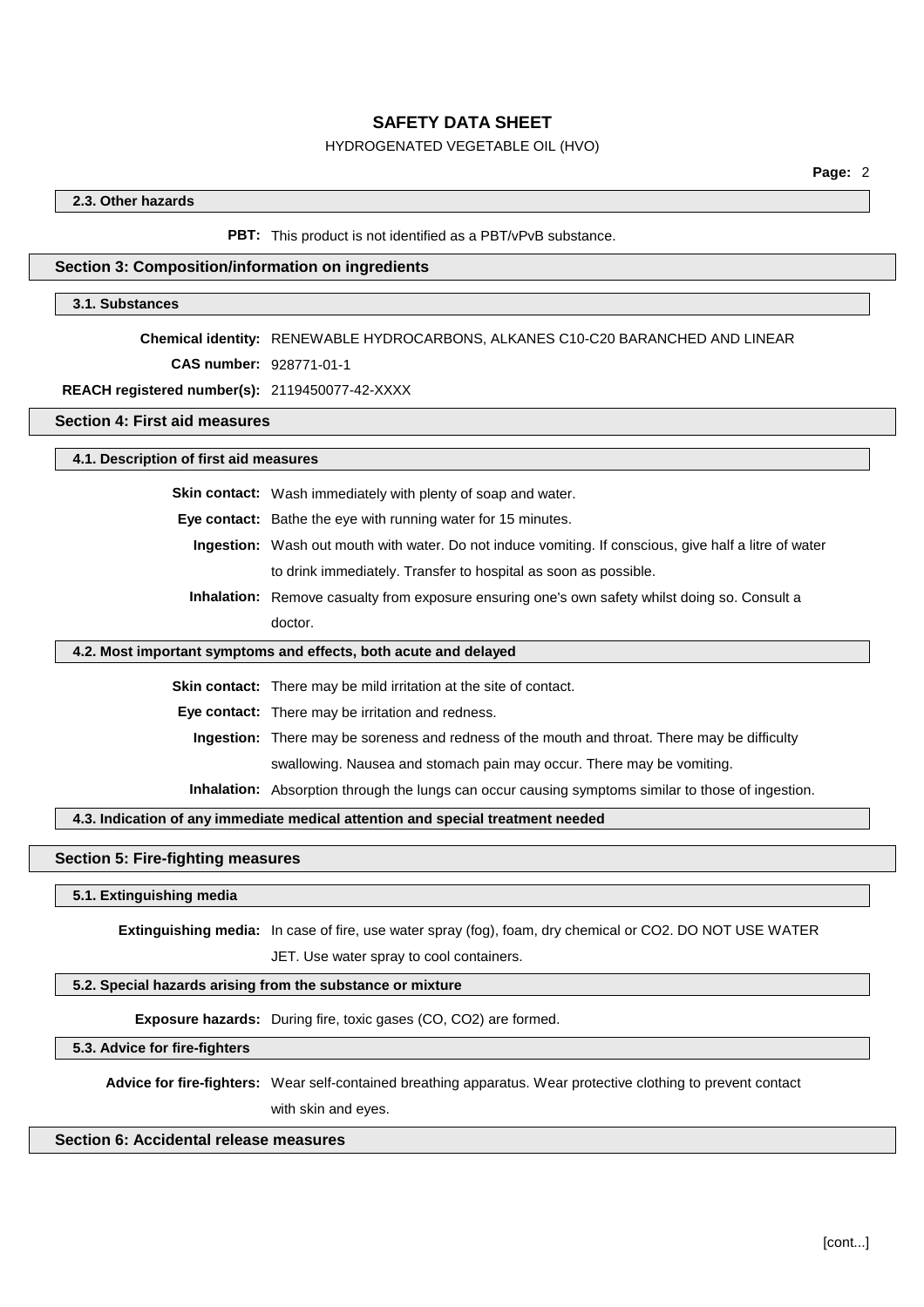### 2.3. Other hazards

**PBT:** This product is not identified as a PBT/vPvB substance.

## Section 3: Composition/information on ingredients

### 3.1. Substances

**Chemical identity:** RENEWABLE HYDROCARBONS, ALKANES C10-C20 BARANCHED AND LINEAR

**CAS number:** 928771-01-1

**REACH registered number(s):** 2119450077-42-XXXX

## Section 4: First aid measures

### 4.1. Description of first aid measures

**Skin contact:** Wash immediately with plenty of soap and water.

**Eye contact:** Bathe the eye with running water for 15 minutes.

**Ingestion:** Wash out mouth with water. Do not induce vomiting. If conscious, give half a litre of water to drink immediately. Transfer to hospital as soon as possible.

**Inhalation:** Remove casualty from exposure ensuring one's own safety whilst doing so. Consult a doctor.

### 4.2. Most important symptoms and effects, both acute and delayed

**Skin contact:** There may be mild irritation at the site of contact.

**Eye contact:** There may be irritation and redness.

**Ingestion:** There may be soreness and redness of the mouth and throat. There may be difficulty swallowing. Nausea and stomach pain may occur. There may be vomiting.

**Inhalation:** Absorption through the lungs can occur causing symptoms similar to those of ingestion.

### 4.3. Indication of any immediate medical attention and special treatment needed

## Section 5: Fire-fighting measures

### 5.1. Extinguishing media

**Extinguishing media:** In case of fire, use water spray (fog), foam, dry chemical or $CO_2$. DO NOT USE WATER JET. Use water spray to cool containers.

### 5.2. Special hazards arising from the substance or mixture

**Exposure hazards:** During fire, toxic gases ($CO$, $CO_2$) are formed.

### 5.3. Advice for fire-fighters

**Advice for fire-fighters:** Wear self-contained breathing apparatus. Wear protective clothing to prevent contact with skin and eyes.

## Section 6: Accidental release measures

[cont...]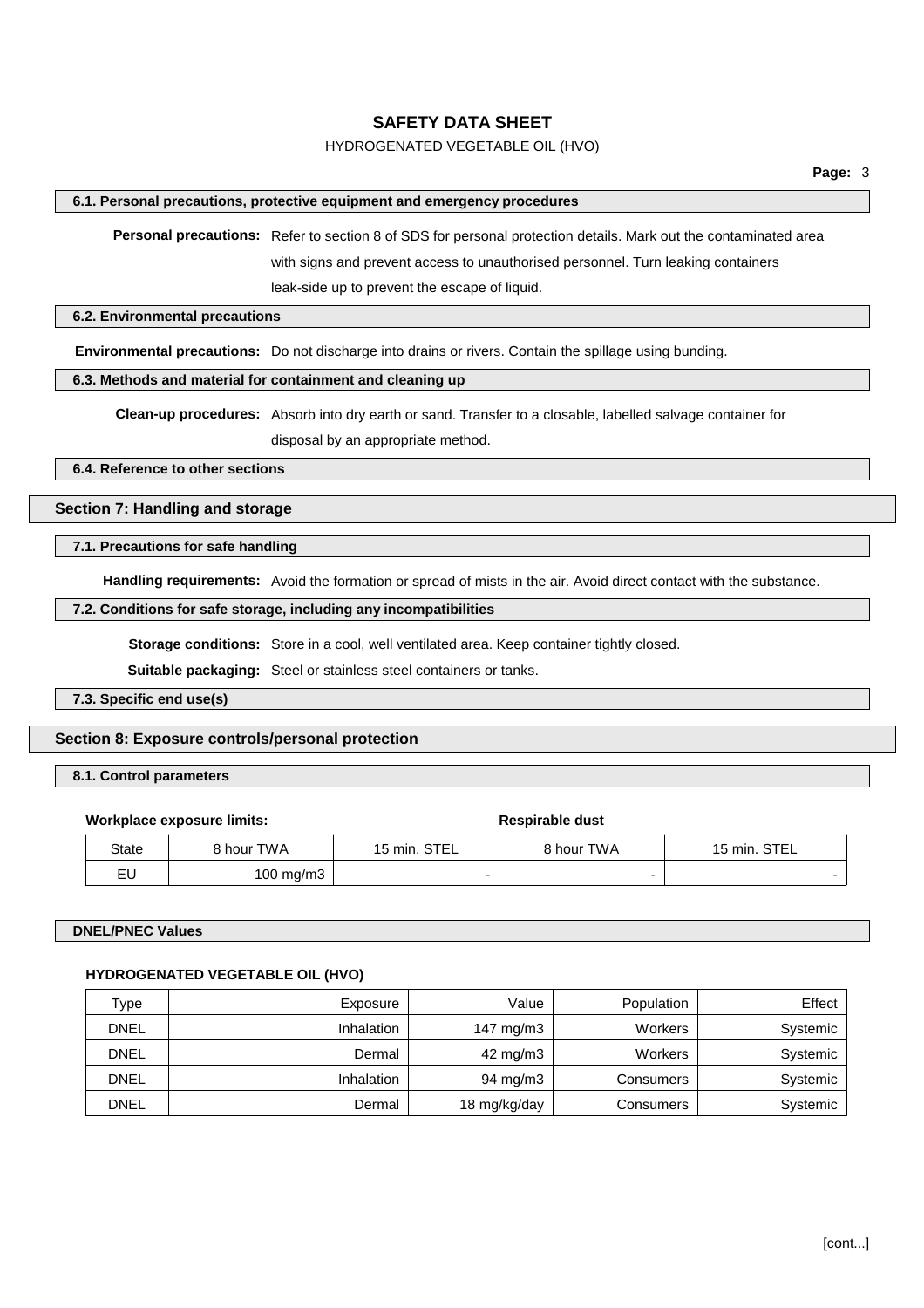#### 6.1. Personal precautions, protective equipment and emergency procedures

**Personal precautions:** Refer to section 8 of SDS for personal protection details. Mark out the contaminated area with signs and prevent access to unauthorised personnel. Turn leaking containers leak-side up to prevent the escape of liquid.

#### 6.2. Environmental precautions

**Environmental precautions:** Do not discharge into drains or rivers. Contain the spillage using bunding.

#### 6.3. Methods and material for containment and cleaning up

**Clean-up procedures:** Absorb into dry earth or sand. Transfer to a closable, labelled salvage container for disposal by an appropriate method.

#### 6.4. Reference to other sections

## Section 7: Handling and storage

#### 7.1. Precautions for safe handling

**Handling requirements:** Avoid the formation or spread of mists in the air. Avoid direct contact with the substance.

#### 7.2. Conditions for safe storage, including any incompatibilities

**Storage conditions:** Store in a cool, well ventilated area. Keep container tightly closed.

**Suitable packaging:** Steel or stainless steel containers or tanks.

#### 7.3. Specific end use(s)

## Section 8: Exposure controls/personal protection

#### 8.1. Control parameters

**Workplace exposure limits:** **Respirable dust**

| State | 8 hour TWA | 15 min. STEL | 8 hour TWA | 15 min. STEL |
|---|---|---|---|---|
| EU | 100 mg/m3 | - | - | - |

#### DNEL/PNEC Values

**HYDROGENATED VEGETABLE OIL (HVO)**

| Type | Exposure | Value | Population | Effect |
|---|---|---|---|---|
| DNEL | Inhalation | 147 mg/m3 | Workers | Systemic |
| DNEL | Dermal | 42 mg/m3 | Workers | Systemic |
| DNEL | Inhalation | 94 mg/m3 | Consumers | Systemic |
| DNEL | Dermal | 18 mg/kg/day | Consumers | Systemic |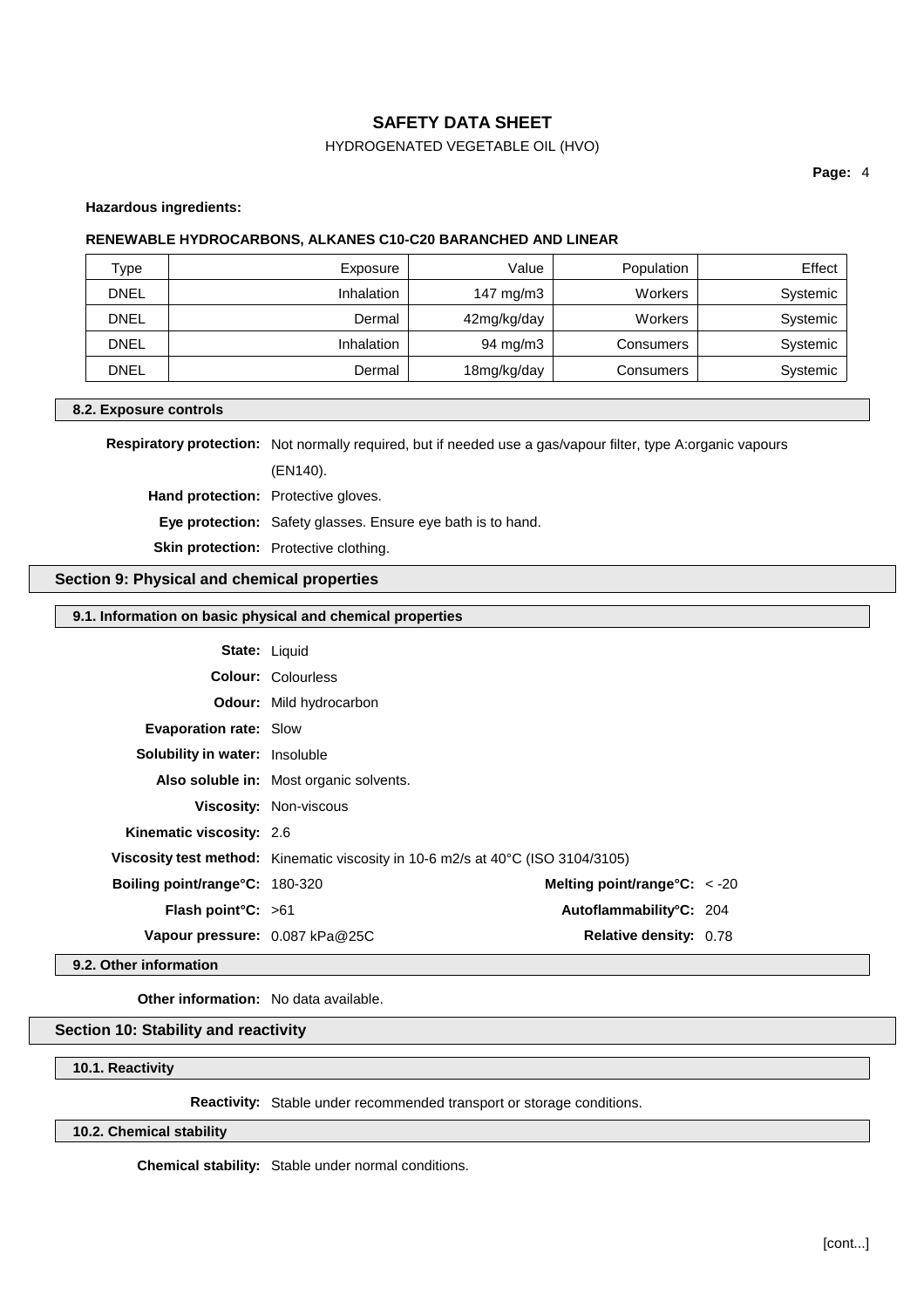**Hazardous ingredients:**

**RENEWABLE HYDROCARBONS, ALKANES C10-C20 BARANCHED AND LINEAR**

| Type | Exposure | Value | Population | Effect |
|---|---|---|---|---|
| DNEL | Inhalation | 147 mg/m3 | Workers | Systemic |
| DNEL | Dermal | 42mg/kg/day | Workers | Systemic |
| DNEL | Inhalation | 94 mg/m3 | Consumers | Systemic |
| DNEL | Dermal | 18mg/kg/day | Consumers | Systemic |

### 8.2. Exposure controls

**Respiratory protection:** Not normally required, but if needed use a gas/vapour filter, type A:organic vapours (EN140).

**Hand protection:** Protective gloves.

**Eye protection:** Safety glasses. Ensure eye bath is to hand.

**Skin protection:** Protective clothing.

## Section 9: Physical and chemical properties

### 9.1. Information on basic physical and chemical properties

**State:** Liquid

**Colour:** Colourless

**Odour:** Mild hydrocarbon

**Evaporation rate:** Slow

**Solubility in water:** Insoluble

**Also soluble in:** Most organic solvents.

**Viscosity:** Non-viscous

**Kinematic viscosity:** 2.6

**Viscosity test method:** Kinematic viscosity in 10-6 m2/s at 40°C (ISO 3104/3105)

**Boiling point/range°C:** 180-320

**Melting point/range°C:** < -20

**Flash point°C:** >61

**Autoflammability°C:** 204

**Vapour pressure:** 0.087 kPa@25C

**Relative density:** 0.78

### 9.2. Other information

**Other information:** No data available.

## Section 10: Stability and reactivity

### 10.1. Reactivity

**Reactivity:** Stable under recommended transport or storage conditions.

### 10.2. Chemical stability

**Chemical stability:** Stable under normal conditions.

[cont...]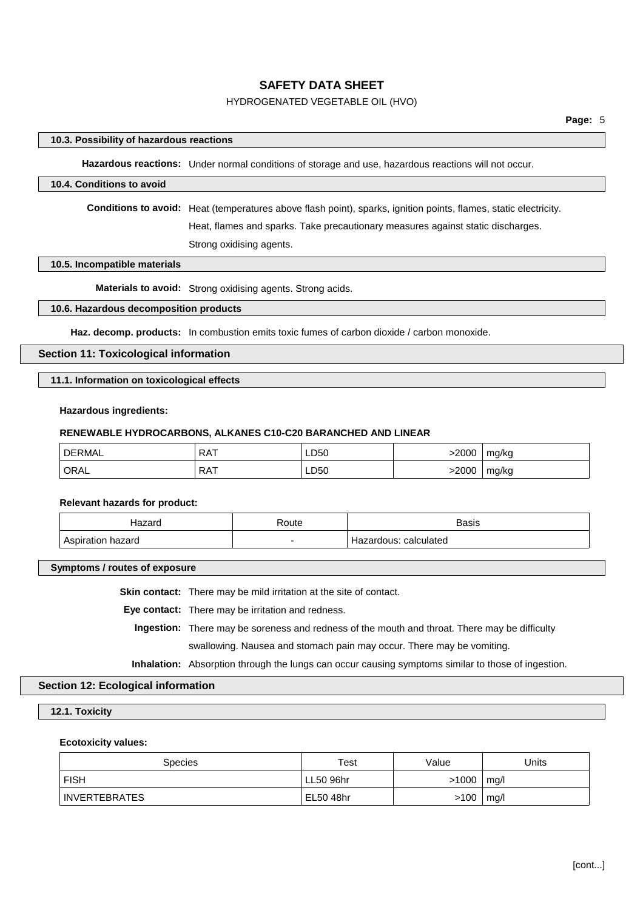#### 10.3. Possibility of hazardous reactions

**Hazardous reactions:** Under normal conditions of storage and use, hazardous reactions will not occur.

#### 10.4. Conditions to avoid

**Conditions to avoid:** Heat (temperatures above flash point), sparks, ignition points, flames, static electricity. Heat, flames and sparks. Take precautionary measures against static discharges. Strong oxidising agents.

#### 10.5. Incompatible materials

**Materials to avoid:** Strong oxidising agents. Strong acids.

#### 10.6. Hazardous decomposition products

**Haz. decomp. products:** In combustion emits toxic fumes of carbon dioxide / carbon monoxide.

## Section 11: Toxicological information

#### 11.1. Information on toxicological effects

**Hazardous ingredients:**

**RENEWABLE HYDROCARBONS, ALKANES C10-C20 BARANCHED AND LINEAR**

| | | | | |
|---|---|---|---|---|
| DERMAL | RAT | LD50 | >2000 | mg/kg |
| ORAL | RAT | LD50 | >2000 | mg/kg |

**Relevant hazards for product:**

| Hazard | Route | Basis |
|---|---|---|
| Aspiration hazard | - | Hazardous: calculated |

#### Symptoms / routes of exposure

**Skin contact:** There may be mild irritation at the site of contact.

**Eye contact:** There may be irritation and redness.

**Ingestion:** There may be soreness and redness of the mouth and throat. There may be difficulty swallowing. Nausea and stomach pain may occur. There may be vomiting.

**Inhalation:** Absorption through the lungs can occur causing symptoms similar to those of ingestion.

## Section 12: Ecological information

#### 12.1. Toxicity

**Ecotoxicity values:**

| Species | Test | Value | Units |
|---|---|---|---|
| FISH | LL50 96hr | >1000 | mg/l |
| INVERTEBRATES | EL50 48hr | >100 | mg/l |

[cont...]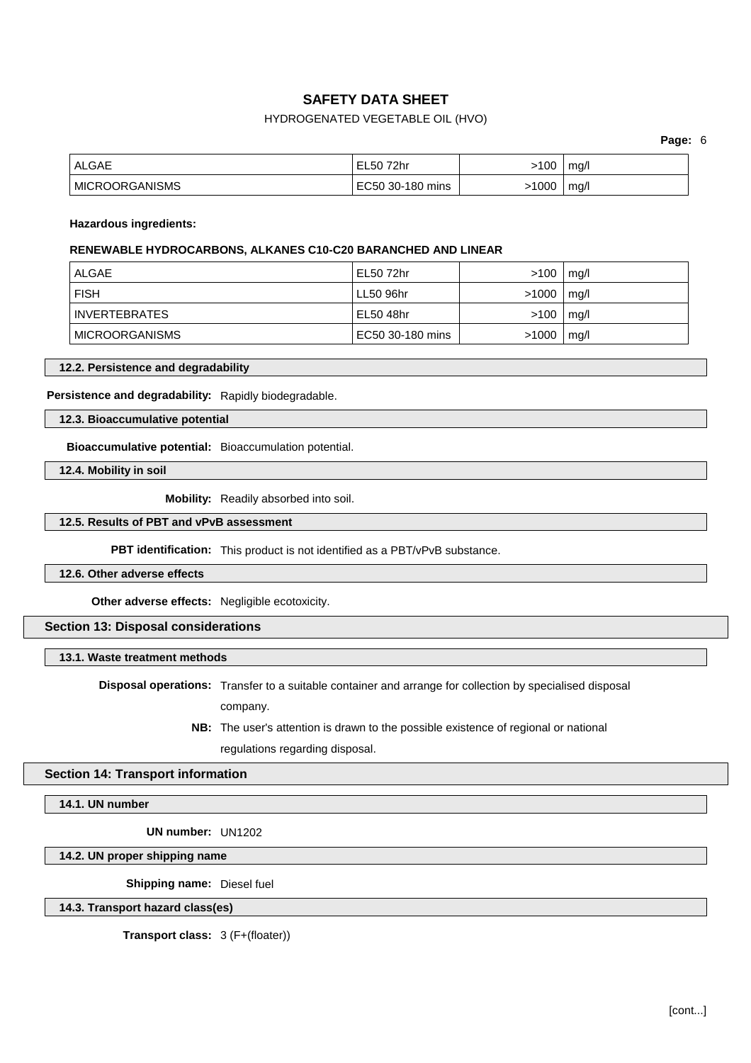| ALGAE | EL50 72hr | >100 | mg/l |
|---|---|---|---|
| MICROORGANISMS | EC50 30-180 mins | >1000 | mg/l |

**Hazardous ingredients:**

**RENEWABLE HYDROCARBONS, ALKANES C10-C20 BARANCHED AND LINEAR**

| ALGAE | EL50 72hr | >100 | mg/l |
|---|---|---|---|
| FISH | LL50 96hr | >1000 | mg/l |
| INVERTEBRATES | EL50 48hr | >100 | mg/l |
| MICROORGANISMS | EC50 30-180 mins | >1000 | mg/l |

### 12.2. Persistence and degradability

**Persistence and degradability:** Rapidly biodegradable.

### 12.3. Bioaccumulative potential

**Bioaccumulative potential:** Bioaccumulation potential.

### 12.4. Mobility in soil

**Mobility:** Readily absorbed into soil.

### 12.5. Results of PBT and vPvB assessment

**PBT identification:** This product is not identified as a PBT/vPvB substance.

### 12.6. Other adverse effects

**Other adverse effects:** Negligible ecotoxicity.

## Section 13: Disposal considerations

### 13.1. Waste treatment methods

**Disposal operations:** Transfer to a suitable container and arrange for collection by specialised disposal company.

**NB:** The user's attention is drawn to the possible existence of regional or national regulations regarding disposal.

## Section 14: Transport information

### 14.1. UN number

**UN number:** UN1202

### 14.2. UN proper shipping name

**Shipping name:** Diesel fuel

### 14.3. Transport hazard class(es)

**Transport class:** 3 (F+(floater))

[cont...]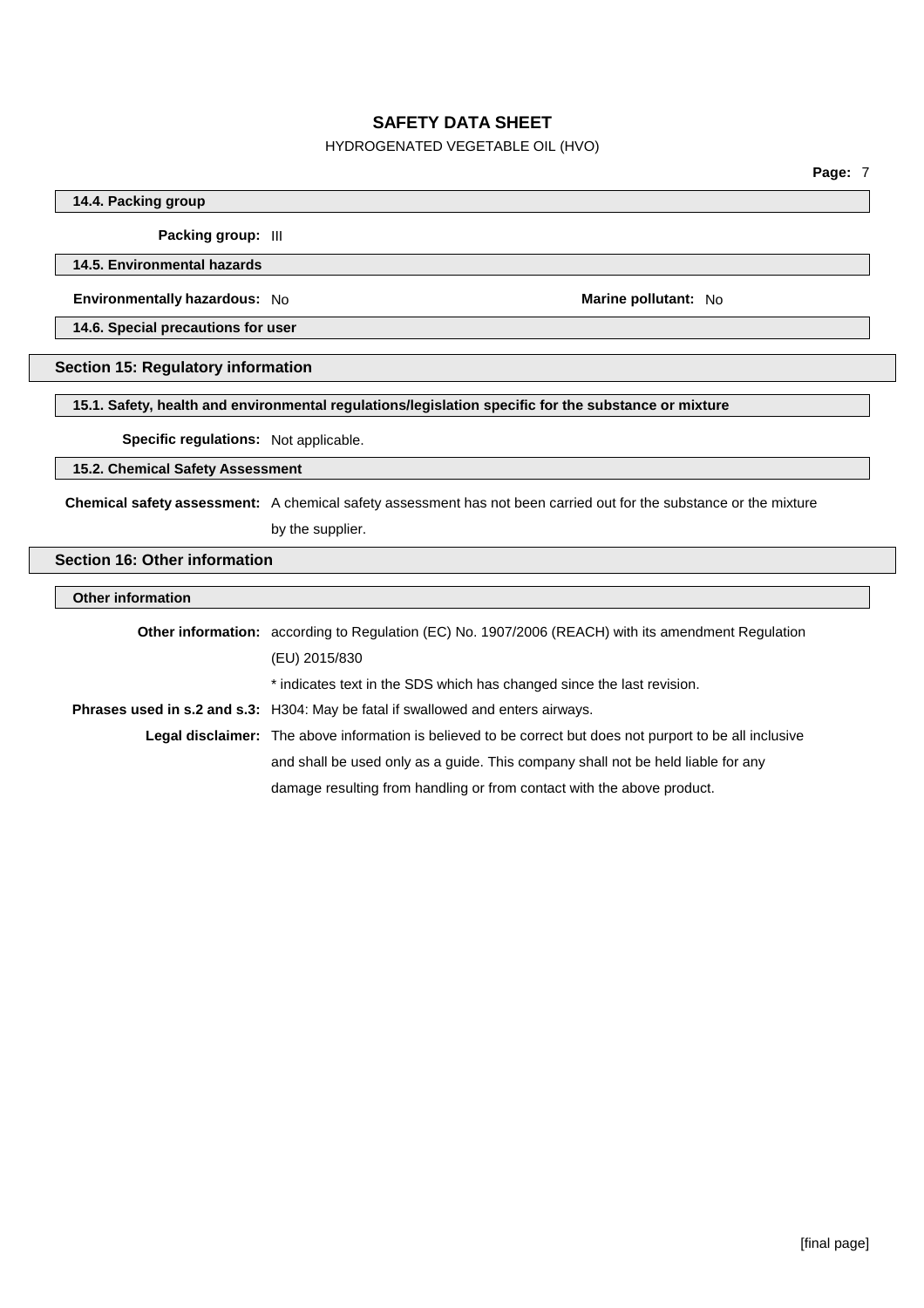### 14.4. Packing group

**Packing group:** III

### 14.5. Environmental hazards

**Environmentally hazardous:** No

**Marine pollutant:** No

### 14.6. Special precautions for user

## Section 15: Regulatory information

### 15.1. Safety, health and environmental regulations/legislation specific for the substance or mixture

**Specific regulations:** Not applicable.

### 15.2. Chemical Safety Assessment

**Chemical safety assessment:** A chemical safety assessment has not been carried out for the substance or the mixture by the supplier.

## Section 16: Other information

### Other information

**Other information:** according to Regulation (EC) No. 1907/2006 (REACH) with its amendment Regulation (EU) 2015/830

* indicates text in the SDS which has changed since the last revision.

**Phrases used in s.2 and s.3:** H304: May be fatal if swallowed and enters airways.

**Legal disclaimer:** The above information is believed to be correct but does not purport to be all inclusive and shall be used only as a guide. This company shall not be held liable for any damage resulting from handling or from contact with the above product.